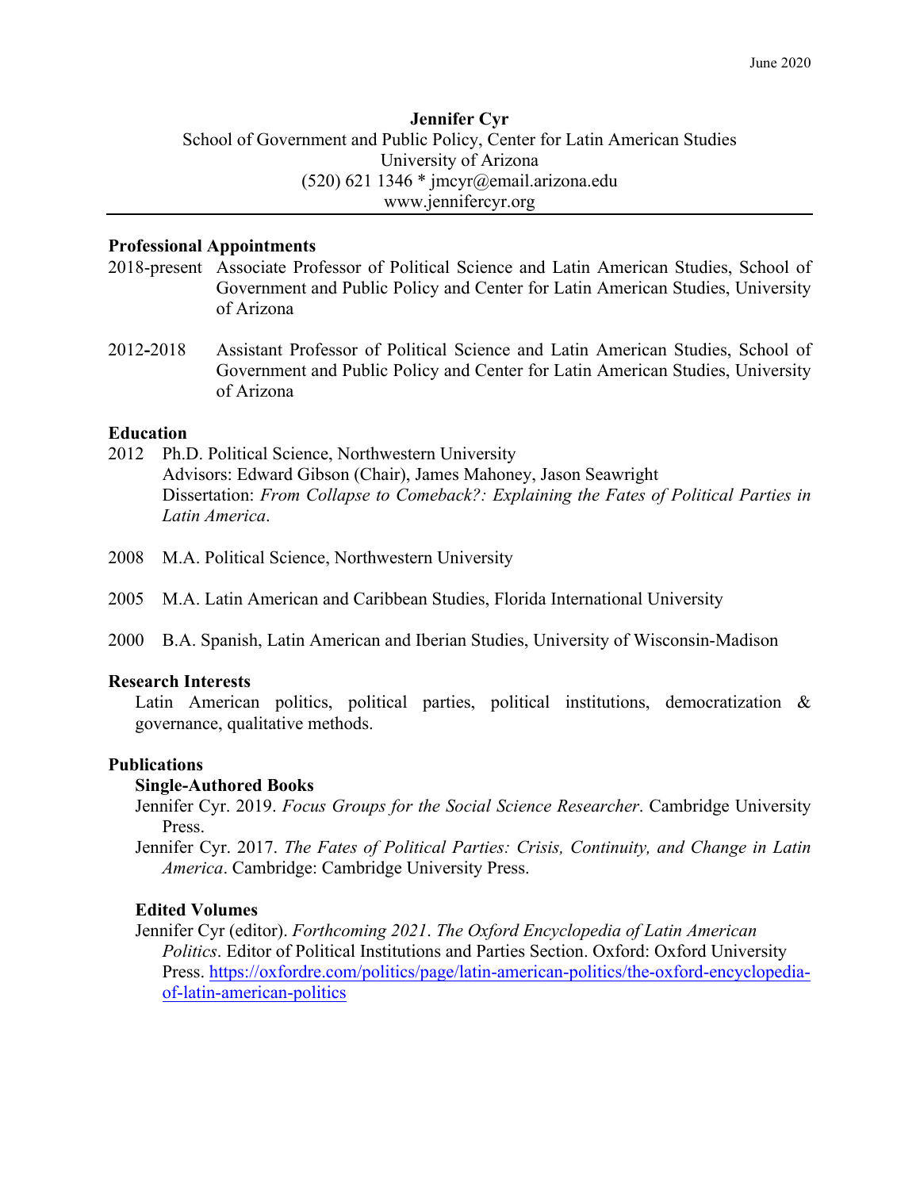June 2020

# Jennifer Cyr

School of Government and Public Policy, Center for Latin American Studies
University of Arizona
(520) 621 1346 * jmcyr@email.arizona.edu
www.jennifercyr.org

---

## Professional Appointments

2018-present Associate Professor of Political Science and Latin American Studies, School of Government and Public Policy and Center for Latin American Studies, University of Arizona

2012-2018 Assistant Professor of Political Science and Latin American Studies, School of Government and Public Policy and Center for Latin American Studies, University of Arizona

## Education

2012 Ph.D. Political Science, Northwestern University
Advisors: Edward Gibson (Chair), James Mahoney, Jason Seawright
Dissertation: *From Collapse to Comeback?: Explaining the Fates of Political Parties in Latin America*.

2008 M.A. Political Science, Northwestern University

2005 M.A. Latin American and Caribbean Studies, Florida International University

2000 B.A. Spanish, Latin American and Iberian Studies, University of Wisconsin-Madison

## Research Interests

Latin American politics, political parties, political institutions, democratization & governance, qualitative methods.

## Publications

### Single-Authored Books

Jennifer Cyr. 2019. *Focus Groups for the Social Science Researcher*. Cambridge University Press.

Jennifer Cyr. 2017. *The Fates of Political Parties: Crisis, Continuity, and Change in Latin America*. Cambridge: Cambridge University Press.

### Edited Volumes

Jennifer Cyr (editor). *Forthcoming 2021*. *The Oxford Encyclopedia of Latin American Politics*. Editor of Political Institutions and Parties Section. Oxford: Oxford University Press. https://oxfordre.com/politics/page/latin-american-politics/the-oxford-encyclopedia-of-latin-american-politics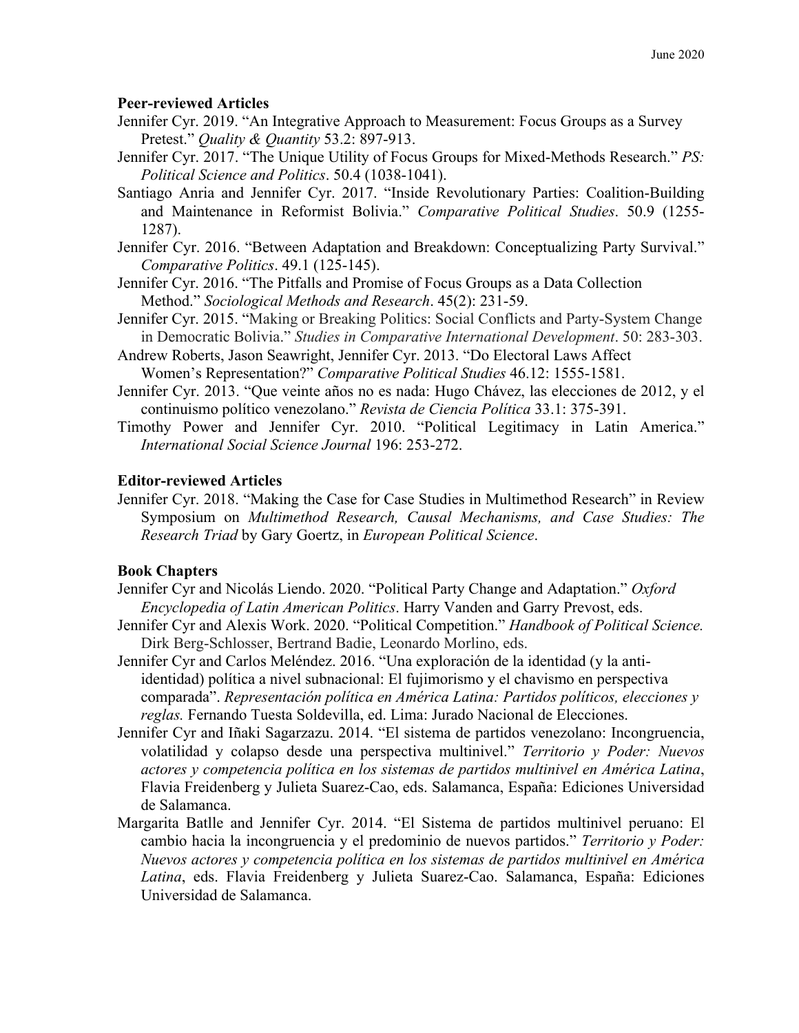**Peer-reviewed Articles**

Jennifer Cyr. 2019. "An Integrative Approach to Measurement: Focus Groups as a Survey Pretest." *Quality & Quantity* 53.2: 897-913.

Jennifer Cyr. 2017. "The Unique Utility of Focus Groups for Mixed-Methods Research." *PS: Political Science and Politics*. 50.4 (1038-1041).

Santiago Anria and Jennifer Cyr. 2017. "Inside Revolutionary Parties: Coalition-Building and Maintenance in Reformist Bolivia." *Comparative Political Studies*. 50.9 (1255-1287).

Jennifer Cyr. 2016. "Between Adaptation and Breakdown: Conceptualizing Party Survival." *Comparative Politics*. 49.1 (125-145).

Jennifer Cyr. 2016. "The Pitfalls and Promise of Focus Groups as a Data Collection Method." *Sociological Methods and Research*. 45(2): 231-59.

Jennifer Cyr. 2015. "Making or Breaking Politics: Social Conflicts and Party-System Change in Democratic Bolivia." *Studies in Comparative International Development*. 50: 283-303.

Andrew Roberts, Jason Seawright, Jennifer Cyr. 2013. "Do Electoral Laws Affect Women's Representation?" *Comparative Political Studies* 46.12: 1555-1581.

Jennifer Cyr. 2013. "Que veinte años no es nada: Hugo Chávez, las elecciones de 2012, y el continuismo político venezolano." *Revista de Ciencia Política* 33.1: 375-391.

Timothy Power and Jennifer Cyr. 2010. "Political Legitimacy in Latin America." *International Social Science Journal* 196: 253-272.

**Editor-reviewed Articles**

Jennifer Cyr. 2018. "Making the Case for Case Studies in Multimethod Research" in Review Symposium on *Multimethod Research, Causal Mechanisms, and Case Studies: The Research Triad* by Gary Goertz, in *European Political Science*.

**Book Chapters**

Jennifer Cyr and Nicolás Liendo. 2020. "Political Party Change and Adaptation." *Oxford Encyclopedia of Latin American Politics*. Harry Vanden and Garry Prevost, eds.

Jennifer Cyr and Alexis Work. 2020. "Political Competition." *Handbook of Political Science.* Dirk Berg-Schlosser, Bertrand Badie, Leonardo Morlino, eds.

Jennifer Cyr and Carlos Meléndez. 2016. "Una exploración de la identidad (y la anti-identidad) política a nivel subnacional: El fujimorismo y el chavismo en perspectiva comparada". *Representación política en América Latina: Partidos políticos, elecciones y reglas.* Fernando Tuesta Soldevilla, ed. Lima: Jurado Nacional de Elecciones.

Jennifer Cyr and Iñaki Sagarzazu. 2014. "El sistema de partidos venezolano: Incongruencia, volatilidad y colapso desde una perspectiva multinivel." *Territorio y Poder: Nuevos actores y competencia política en los sistemas de partidos multinivel en América Latina*, Flavia Freidenberg y Julieta Suarez-Cao, eds. Salamanca, España: Ediciones Universidad de Salamanca.

Margarita Batlle and Jennifer Cyr. 2014. "El Sistema de partidos multinivel peruano: El cambio hacia la incongruencia y el predominio de nuevos partidos." *Territorio y Poder: Nuevos actores y competencia política en los sistemas de partidos multinivel en América Latina*, eds. Flavia Freidenberg y Julieta Suarez-Cao. Salamanca, España: Ediciones Universidad de Salamanca.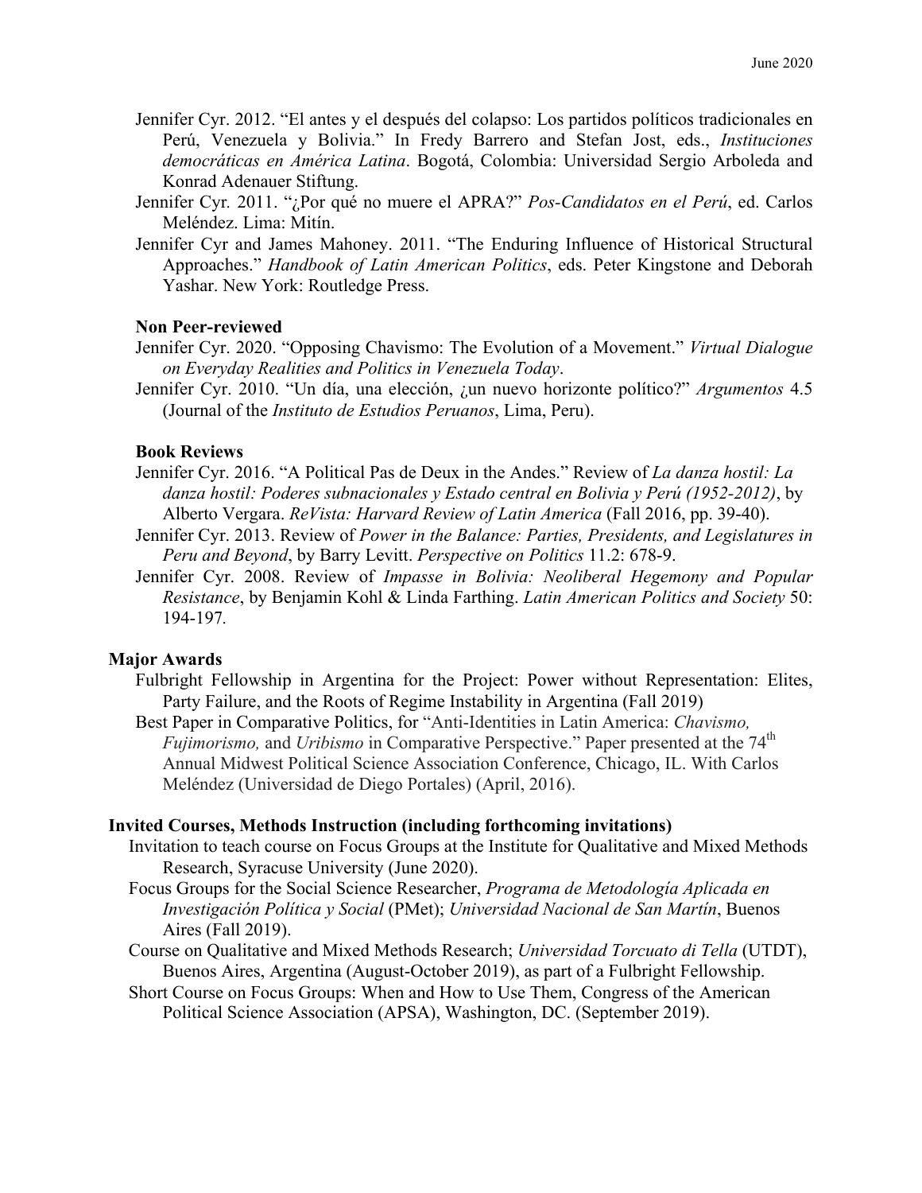Jennifer Cyr. 2012. "El antes y el después del colapso: Los partidos políticos tradicionales en Perú, Venezuela y Bolivia." In Fredy Barrero and Stefan Jost, eds., *Instituciones democráticas en América Latina*. Bogotá, Colombia: Universidad Sergio Arboleda and Konrad Adenauer Stiftung.

Jennifer Cyr. 2011. "¿Por qué no muere el APRA?" *Pos-Candidatos en el Perú*, ed. Carlos Meléndez. Lima: Mitín.

Jennifer Cyr and James Mahoney. 2011. "The Enduring Influence of Historical Structural Approaches." *Handbook of Latin American Politics*, eds. Peter Kingstone and Deborah Yashar. New York: Routledge Press.

### Non Peer-reviewed

Jennifer Cyr. 2020. "Opposing Chavismo: The Evolution of a Movement." *Virtual Dialogue on Everyday Realities and Politics in Venezuela Today*.

Jennifer Cyr. 2010. "Un día, una elección, ¿un nuevo horizonte político?" *Argumentos* 4.5 (Journal of the *Instituto de Estudios Peruanos*, Lima, Peru).

### Book Reviews

Jennifer Cyr. 2016. "A Political Pas de Deux in the Andes." Review of *La danza hostil: La danza hostil: Poderes subnacionales y Estado central en Bolivia y Perú (1952-2012)*, by Alberto Vergara. *ReVista: Harvard Review of Latin America* (Fall 2016, pp. 39-40).

Jennifer Cyr. 2013. Review of *Power in the Balance: Parties, Presidents, and Legislatures in Peru and Beyond*, by Barry Levitt. *Perspective on Politics* 11.2: 678-9.

Jennifer Cyr. 2008. Review of *Impasse in Bolivia: Neoliberal Hegemony and Popular Resistance*, by Benjamin Kohl & Linda Farthing. *Latin American Politics and Society* 50: 194-197.

## Major Awards

Fulbright Fellowship in Argentina for the Project: Power without Representation: Elites, Party Failure, and the Roots of Regime Instability in Argentina (Fall 2019)

Best Paper in Comparative Politics, for "Anti-Identities in Latin America: *Chavismo, Fujimorismo,* and *Uribismo* in Comparative Perspective." Paper presented at the 74th Annual Midwest Political Science Association Conference, Chicago, IL. With Carlos Meléndez (Universidad de Diego Portales) (April, 2016).

## Invited Courses, Methods Instruction (including forthcoming invitations)

Invitation to teach course on Focus Groups at the Institute for Qualitative and Mixed Methods Research, Syracuse University (June 2020).

Focus Groups for the Social Science Researcher, *Programa de Metodología Aplicada en Investigación Política y Social* (PMet); *Universidad Nacional de San Martín*, Buenos Aires (Fall 2019).

Course on Qualitative and Mixed Methods Research; *Universidad Torcuato di Tella* (UTDT), Buenos Aires, Argentina (August-October 2019), as part of a Fulbright Fellowship.

Short Course on Focus Groups: When and How to Use Them, Congress of the American Political Science Association (APSA), Washington, DC. (September 2019).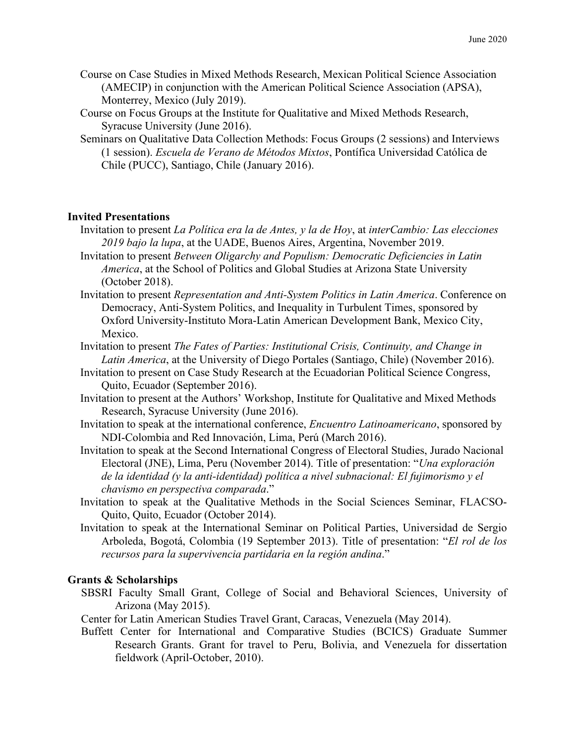Course on Case Studies in Mixed Methods Research, Mexican Political Science Association (AMECIP) in conjunction with the American Political Science Association (APSA), Monterrey, Mexico (July 2019).

Course on Focus Groups at the Institute for Qualitative and Mixed Methods Research, Syracuse University (June 2016).

Seminars on Qualitative Data Collection Methods: Focus Groups (2 sessions) and Interviews (1 session). *Escuela de Verano de Métodos Mixtos*, Pontífica Universidad Católica de Chile (PUCC), Santiago, Chile (January 2016).

**Invited Presentations**

Invitation to present *La Política era la de Antes, y la de Hoy*, at *interCambio: Las elecciones 2019 bajo la lupa*, at the UADE, Buenos Aires, Argentina, November 2019.

Invitation to present *Between Oligarchy and Populism: Democratic Deficiencies in Latin America*, at the School of Politics and Global Studies at Arizona State University (October 2018).

Invitation to present *Representation and Anti-System Politics in Latin America*. Conference on Democracy, Anti-System Politics, and Inequality in Turbulent Times, sponsored by Oxford University-Instituto Mora-Latin American Development Bank, Mexico City, Mexico.

Invitation to present *The Fates of Parties: Institutional Crisis, Continuity, and Change in Latin America*, at the University of Diego Portales (Santiago, Chile) (November 2016).

Invitation to present on Case Study Research at the Ecuadorian Political Science Congress, Quito, Ecuador (September 2016).

Invitation to present at the Authors' Workshop, Institute for Qualitative and Mixed Methods Research, Syracuse University (June 2016).

Invitation to speak at the international conference, *Encuentro Latinoamericano*, sponsored by NDI-Colombia and Red Innovación, Lima, Perú (March 2016).

Invitation to speak at the Second International Congress of Electoral Studies, Jurado Nacional Electoral (JNE), Lima, Peru (November 2014). Title of presentation: "*Una exploración de la identidad (y la anti-identidad) política a nivel subnacional: El fujimorismo y el chavismo en perspectiva comparada*."

Invitation to speak at the Qualitative Methods in the Social Sciences Seminar, FLACSO-Quito, Quito, Ecuador (October 2014).

Invitation to speak at the International Seminar on Political Parties, Universidad de Sergio Arboleda, Bogotá, Colombia (19 September 2013). Title of presentation: "*El rol de los recursos para la supervivencia partidaria en la región andina*."

**Grants & Scholarships**

SBSRI Faculty Small Grant, College of Social and Behavioral Sciences, University of Arizona (May 2015).

Center for Latin American Studies Travel Grant, Caracas, Venezuela (May 2014).

Buffett Center for International and Comparative Studies (BCICS) Graduate Summer Research Grants. Grant for travel to Peru, Bolivia, and Venezuela for dissertation fieldwork (April-October, 2010).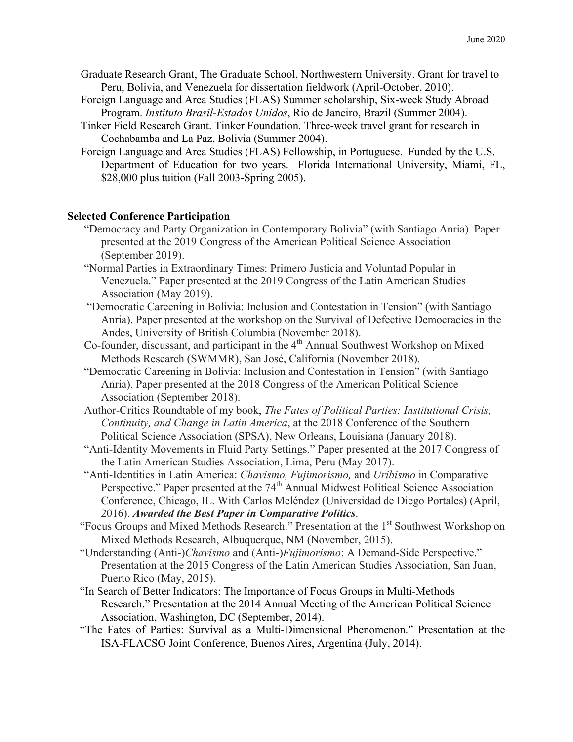Graduate Research Grant, The Graduate School, Northwestern University. Grant for travel to Peru, Bolivia, and Venezuela for dissertation fieldwork (April-October, 2010).

Foreign Language and Area Studies (FLAS) Summer scholarship, Six-week Study Abroad Program. *Instituto Brasil-Estados Unidos*, Rio de Janeiro, Brazil (Summer 2004).

Tinker Field Research Grant. Tinker Foundation. Three-week travel grant for research in Cochabamba and La Paz, Bolivia (Summer 2004).

Foreign Language and Area Studies (FLAS) Fellowship, in Portuguese. Funded by the U.S. Department of Education for two years. Florida International University, Miami, FL, $28,000 plus tuition (Fall 2003-Spring 2005).

**Selected Conference Participation**

"Democracy and Party Organization in Contemporary Bolivia" (with Santiago Anria). Paper presented at the 2019 Congress of the American Political Science Association (September 2019).

"Normal Parties in Extraordinary Times: Primero Justicia and Voluntad Popular in Venezuela." Paper presented at the 2019 Congress of the Latin American Studies Association (May 2019).

"Democratic Careening in Bolivia: Inclusion and Contestation in Tension" (with Santiago Anria). Paper presented at the workshop on the Survival of Defective Democracies in the Andes, University of British Columbia (November 2018).

Co-founder, discussant, and participant in the 4th Annual Southwest Workshop on Mixed Methods Research (SWMMR), San José, California (November 2018).

"Democratic Careening in Bolivia: Inclusion and Contestation in Tension" (with Santiago Anria). Paper presented at the 2018 Congress of the American Political Science Association (September 2018).

Author-Critics Roundtable of my book, *The Fates of Political Parties: Institutional Crisis, Continuity, and Change in Latin America*, at the 2018 Conference of the Southern Political Science Association (SPSA), New Orleans, Louisiana (January 2018).

"Anti-Identity Movements in Fluid Party Settings." Paper presented at the 2017 Congress of the Latin American Studies Association, Lima, Peru (May 2017).

"Anti-Identities in Latin America: *Chavismo, Fujimorismo,* and *Uribismo* in Comparative Perspective." Paper presented at the 74th Annual Midwest Political Science Association Conference, Chicago, IL. With Carlos Meléndez (Universidad de Diego Portales) (April, 2016). ***Awarded the Best Paper in Comparative Politics***.

"Focus Groups and Mixed Methods Research." Presentation at the 1st Southwest Workshop on Mixed Methods Research, Albuquerque, NM (November, 2015).

"Understanding (Anti-)*Chavismo* and (Anti-)*Fujimorismo*: A Demand-Side Perspective." Presentation at the 2015 Congress of the Latin American Studies Association, San Juan, Puerto Rico (May, 2015).

"In Search of Better Indicators: The Importance of Focus Groups in Multi-Methods Research." Presentation at the 2014 Annual Meeting of the American Political Science Association, Washington, DC (September, 2014).

"The Fates of Parties: Survival as a Multi-Dimensional Phenomenon." Presentation at the ISA-FLACSO Joint Conference, Buenos Aires, Argentina (July, 2014).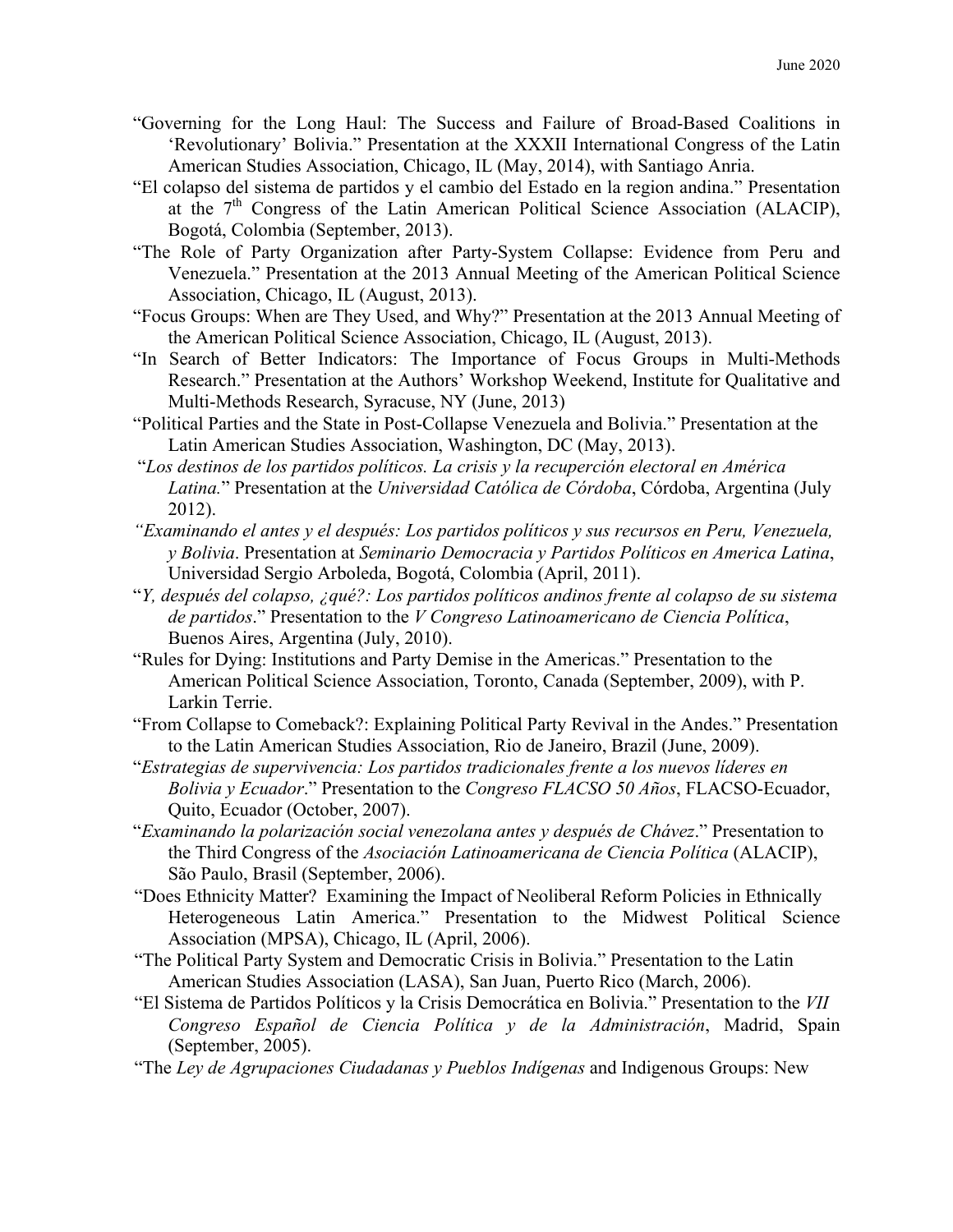"Governing for the Long Haul: The Success and Failure of Broad-Based Coalitions in 'Revolutionary' Bolivia." Presentation at the XXXII International Congress of the Latin American Studies Association, Chicago, IL (May, 2014), with Santiago Anria.

"El colapso del sistema de partidos y el cambio del Estado en la region andina." Presentation at the 7th Congress of the Latin American Political Science Association (ALACIP), Bogotá, Colombia (September, 2013).

"The Role of Party Organization after Party-System Collapse: Evidence from Peru and Venezuela." Presentation at the 2013 Annual Meeting of the American Political Science Association, Chicago, IL (August, 2013).

"Focus Groups: When are They Used, and Why?" Presentation at the 2013 Annual Meeting of the American Political Science Association, Chicago, IL (August, 2013).

"In Search of Better Indicators: The Importance of Focus Groups in Multi-Methods Research." Presentation at the Authors' Workshop Weekend, Institute for Qualitative and Multi-Methods Research, Syracuse, NY (June, 2013)

"Political Parties and the State in Post-Collapse Venezuela and Bolivia." Presentation at the Latin American Studies Association, Washington, DC (May, 2013).

"*Los destinos de los partidos políticos. La crisis y la recuperción electoral en América Latina.*" Presentation at the *Universidad Católica de Córdoba*, Córdoba, Argentina (July 2012).

*"Examinando el antes y el después: Los partidos políticos y sus recursos en Peru, Venezuela, y Bolivia*. Presentation at *Seminario Democracia y Partidos Políticos en America Latina*, Universidad Sergio Arboleda, Bogotá, Colombia (April, 2011).

"*Y, después del colapso, ¿qué?: Los partidos políticos andinos frente al colapso de su sistema de partidos*." Presentation to the *V Congreso Latinoamericano de Ciencia Política*, Buenos Aires, Argentina (July, 2010).

"Rules for Dying: Institutions and Party Demise in the Americas." Presentation to the American Political Science Association, Toronto, Canada (September, 2009), with P. Larkin Terrie.

"From Collapse to Comeback?: Explaining Political Party Revival in the Andes." Presentation to the Latin American Studies Association, Rio de Janeiro, Brazil (June, 2009).

"*Estrategias de supervivencia: Los partidos tradicionales frente a los nuevos líderes en Bolivia y Ecuador*." Presentation to the *Congreso FLACSO 50 Años*, FLACSO-Ecuador, Quito, Ecuador (October, 2007).

"*Examinando la polarización social venezolana antes y después de Chávez*." Presentation to the Third Congress of the *Asociación Latinoamericana de Ciencia Política* (ALACIP), São Paulo, Brasil (September, 2006).

"Does Ethnicity Matter? Examining the Impact of Neoliberal Reform Policies in Ethnically Heterogeneous Latin America." Presentation to the Midwest Political Science Association (MPSA), Chicago, IL (April, 2006).

"The Political Party System and Democratic Crisis in Bolivia." Presentation to the Latin American Studies Association (LASA), San Juan, Puerto Rico (March, 2006).

"El Sistema de Partidos Políticos y la Crisis Democrática en Bolivia." Presentation to the *VII Congreso Español de Ciencia Política y de la Administración*, Madrid, Spain (September, 2005).

"The *Ley de Agrupaciones Ciudadanas y Pueblos Indígenas* and Indigenous Groups: New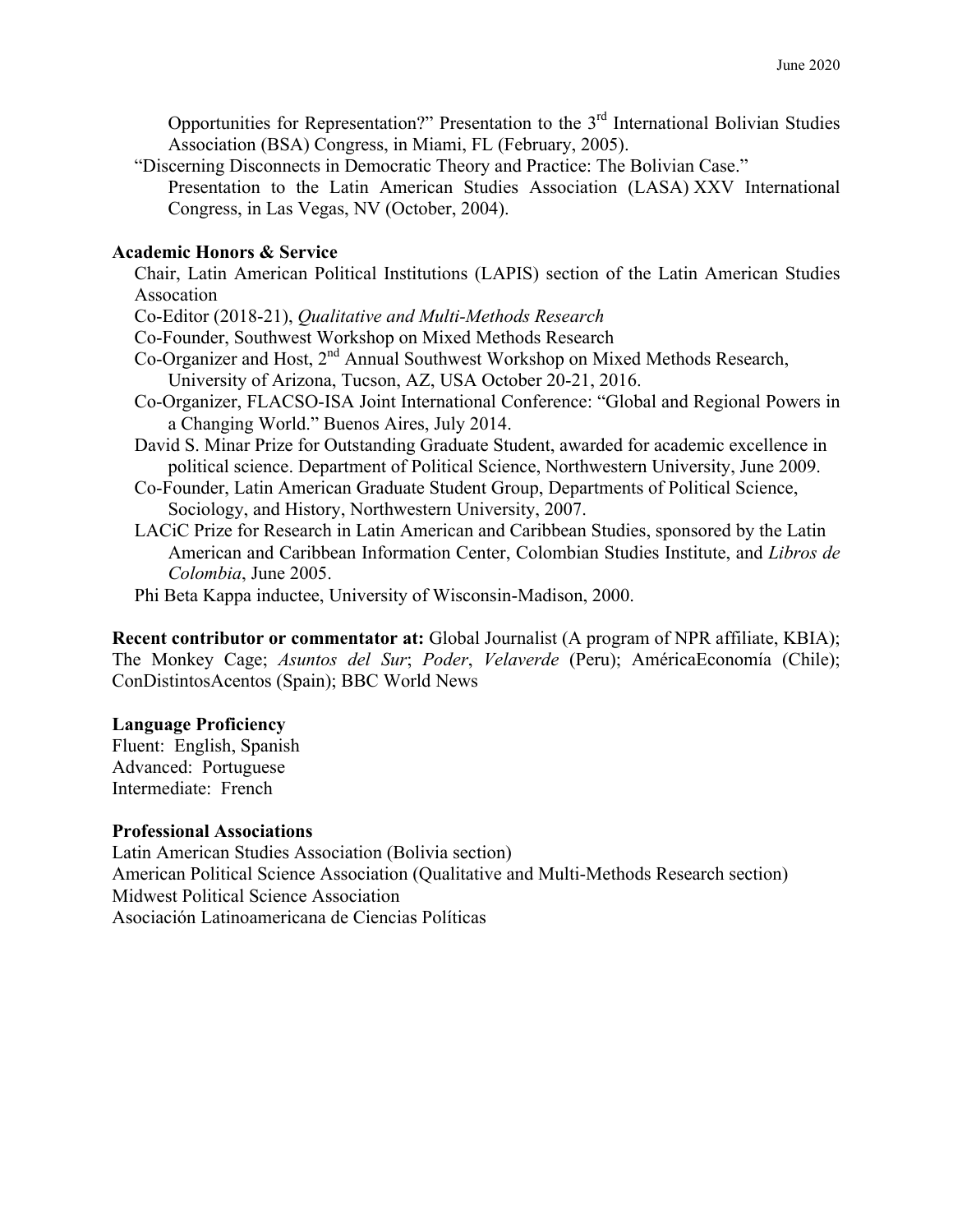Opportunities for Representation?" Presentation to the 3rd International Bolivian Studies Association (BSA) Congress, in Miami, FL (February, 2005).

"Discerning Disconnects in Democratic Theory and Practice: The Bolivian Case." Presentation to the Latin American Studies Association (LASA) XXV International Congress, in Las Vegas, NV (October, 2004).

**Academic Honors & Service**

Chair, Latin American Political Institutions (LAPIS) section of the Latin American Studies Assocation

Co-Editor (2018-21), *Qualitative and Multi-Methods Research*

Co-Founder, Southwest Workshop on Mixed Methods Research

Co-Organizer and Host, 2nd Annual Southwest Workshop on Mixed Methods Research, University of Arizona, Tucson, AZ, USA October 20-21, 2016.

Co-Organizer, FLACSO-ISA Joint International Conference: "Global and Regional Powers in a Changing World." Buenos Aires, July 2014.

David S. Minar Prize for Outstanding Graduate Student, awarded for academic excellence in political science. Department of Political Science, Northwestern University, June 2009.

Co-Founder, Latin American Graduate Student Group, Departments of Political Science, Sociology, and History, Northwestern University, 2007.

LACiC Prize for Research in Latin American and Caribbean Studies, sponsored by the Latin American and Caribbean Information Center, Colombian Studies Institute, and *Libros de Colombia*, June 2005.

Phi Beta Kappa inductee, University of Wisconsin-Madison, 2000.

**Recent contributor or commentator at:** Global Journalist (A program of NPR affiliate, KBIA); The Monkey Cage; *Asuntos del Sur*; *Poder*, *Velaverde* (Peru); AméricaEconomía (Chile); ConDistintosAcentos (Spain); BBC World News

**Language Proficiency**

Fluent: English, Spanish
Advanced: Portuguese
Intermediate: French

**Professional Associations**

Latin American Studies Association (Bolivia section)
American Political Science Association (Qualitative and Multi-Methods Research section)
Midwest Political Science Association
Asociación Latinoamericana de Ciencias Políticas